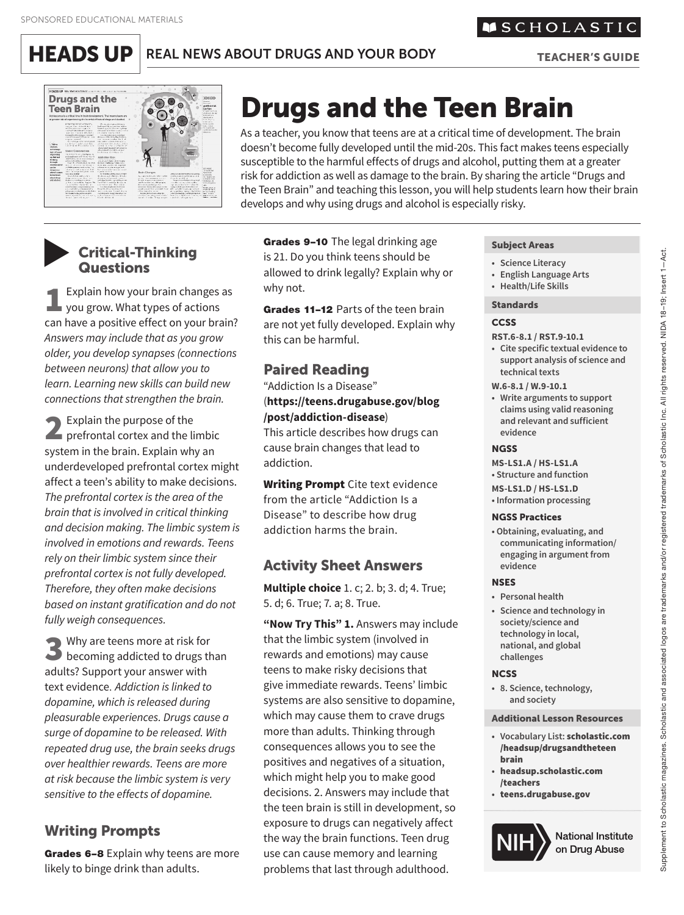SPONSORED EDUCATIONAL MATERIALS

SCHOLASTIC

**HEADS UP** REAL NEWS ABOUT DRUGS AND YOUR BODY

TEACHER'S GUIDE

# Drugs and the Teen Brain

As a teacher, you know that teens are at a critical time of development. The brain doesn't become fully developed until the mid-20s. This fact makes teens especially susceptible to the harmful effects of drugs and alcohol, putting them at a greater risk for addiction as well as damage to the brain. By sharing the article "Drugs and the Teen Brain" and teaching this lesson, you will help students learn how their brain develops and why using drugs and alcohol is especially risky.

## Critical-Thinking Questions

**1** Explain how your brain changes as you grow. What types of actions can have a positive effect on your brain? *Answers may include that as you grow older, you develop synapses (connections between neurons) that allow you to learn. Learning new skills can build new connections that strengthen the brain.*

**2** Explain the purpose of the prefrontal cortex and the limbic system in the brain. Explain why an underdeveloped prefrontal cortex might affect a teen's ability to make decisions. *The prefrontal cortex is the area of the brain that is involved in critical thinking and decision making. The limbic system is involved in emotions and rewards. Teens rely on their limbic system since their prefrontal cortex is not fully developed. Therefore, they often make decisions based on instant gratification and do not fully weigh consequences.*

**3** Why are teens more at risk for becoming addicted to drugs than adults? Support your answer with text evidence. *Addiction is linked to dopamine, which is released during pleasurable experiences. Drugs cause a surge of dopamine to be released. With repeated drug use, the brain seeks drugs over healthier rewards. Teens are more at risk because the limbic system is very sensitive to the effects of dopamine.*

## Writing Prompts

**Grades 6–8** Explain why teens are more likely to binge drink than adults.

**Grades 9–10** The legal drinking age is 21. Do you think teens should be allowed to drink legally? Explain why or why not.

**Grades 11–12** Parts of the teen brain are not yet fully developed. Explain why this can be harmful.

## Paired Reading

"Addiction Is a Disease"
(**https://teens.drugabuse.gov/blog/post/addiction-disease**)
This article describes how drugs can cause brain changes that lead to addiction.

**Writing Prompt** Cite text evidence from the article "Addiction Is a Disease" to describe how drug addiction harms the brain.

## Activity Sheet Answers

**Multiple choice** 1. c; 2. b; 3. d; 4. True; 5. d; 6. True; 7. a; 8. True.

**"Now Try This" 1.** Answers may include that the limbic system (involved in rewards and emotions) may cause teens to make risky decisions that give immediate rewards. Teens' limbic systems are also sensitive to dopamine, which may cause them to crave drugs more than adults. Thinking through consequences allows you to see the positives and negatives of a situation, which might help you to make good decisions. 2. Answers may include that the teen brain is still in development, so exposure to drugs can negatively affect the way the brain functions. Teen drug use can cause memory and learning problems that last through adulthood.

### Subject Areas

- Science Literacy
- English Language Arts
- Health/Life Skills

### Standards

**CCSS**

**RST.6-8.1 / RST.9-10.1**
- Cite specific textual evidence to support analysis of science and technical texts

**W.6-8.1 / W.9-10.1**
- Write arguments to support claims using valid reasoning and relevant and sufficient evidence

**NGSS**

**MS-LS1.A / HS-LS1.A**
- Structure and function

**MS-LS1.D / HS-LS1.D**
- Information processing

**NGSS Practices**
- Obtaining, evaluating, and communicating information/ engaging in argument from evidence

**NSES**
- Personal health
- Science and technology in society/science and technology in local, national, and global challenges

**NCSS**
- 8. Science, technology, and society

### Additional Lesson Resources

- Vocabulary List: **scholastic.com/headsup/drugsandtheteenbrain**
- **headsup.scholastic.com/teachers**
- **teens.drugabuse.gov**

NIH National Institute on Drug Abuse

Supplement to Scholastic magazines. Scholastic and associated logos are trademarks and/or registered trademarks of Scholastic Inc. All rights reserved. NIDA 18–19; Insert 1—Act.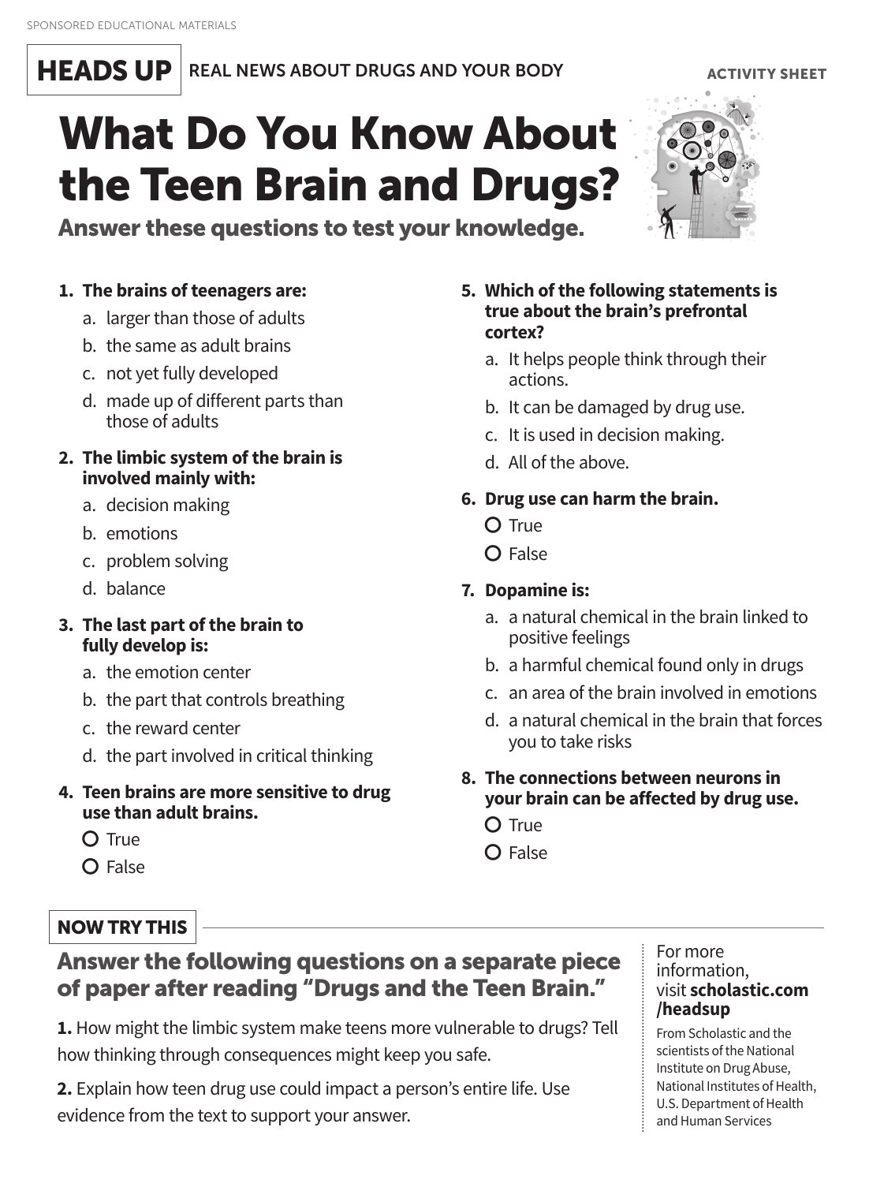SPONSORED EDUCATIONAL MATERIALS

**HEADS UP** REAL NEWS ABOUT DRUGS AND YOUR BODY

ACTIVITY SHEET

# What Do You Know About the Teen Brain and Drugs?

## Answer these questions to test your knowledge.

**1. The brains of teenagers are:**

a. larger than those of adults
b. the same as adult brains
c. not yet fully developed
d. made up of different parts than those of adults

**2. The limbic system of the brain is involved mainly with:**

a. decision making
b. emotions
c. problem solving
d. balance

**3. The last part of the brain to fully develop is:**

a. the emotion center
b. the part that controls breathing
c. the reward center
d. the part involved in critical thinking

**4. Teen brains are more sensitive to drug use than adult brains.**

- True
- False

**5. Which of the following statements is true about the brain's prefrontal cortex?**

a. It helps people think through their actions.
b. It can be damaged by drug use.
c. It is used in decision making.
d. All of the above.

**6. Drug use can harm the brain.**

- True
- False

**7. Dopamine is:**

a. a natural chemical in the brain linked to positive feelings
b. a harmful chemical found only in drugs
c. an area of the brain involved in emotions
d. a natural chemical in the brain that forces you to take risks

**8. The connections between neurons in your brain can be affected by drug use.**

- True
- False

### NOW TRY THIS

## Answer the following questions on a separate piece of paper after reading "Drugs and the Teen Brain."

**1.** How might the limbic system make teens more vulnerable to drugs? Tell how thinking through consequences might keep you safe.

**2.** Explain how teen drug use could impact a person's entire life. Use evidence from the text to support your answer.

For more information, visit **scholastic.com/headsup**

From Scholastic and the scientists of the National Institute on Drug Abuse, National Institutes of Health, U.S. Department of Health and Human Services